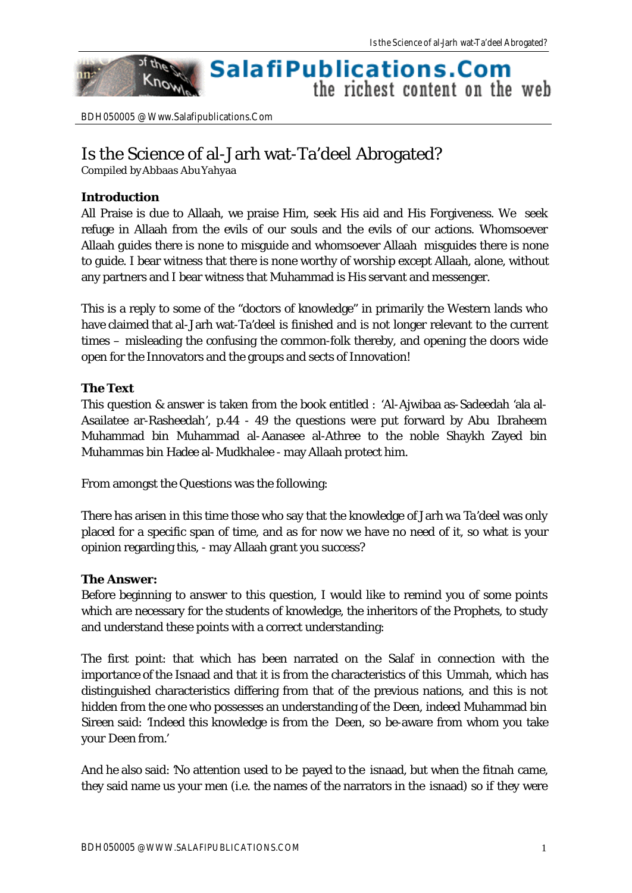# Is the Science of al-Jarh wat-Ta'deel Abrogated?

Compiled by Abbaas Abu Yahyaa

### Introduction

All Praise is due to Allaah, we praise Him, seek His aid and His Forgiveness. We seek refuge in Allaah from the evils of our souls and the evils of our actions. Whomsoever Allaah guides there is none to misguide and whomsoever Allaah misguides there is none to guide. I bear witness that there is none worthy of worship except Allaah, alone, without any partners and I bear witness that Muhammad is His servant and messenger.

This is a reply to some of the "doctors of knowledge" in primarily the Western lands who have claimed that al-Jarh wat-Ta'deel is finished and is not longer relevant to the current times – misleading the confusing the common-folk thereby, and opening the doors wide open for the Innovators and the groups and sects of Innovation!

### The Text

This question & answer is taken from the book entitled : 'Al-Ajwibaa as-Sadeedah 'ala al-Asailatee ar-Rasheedah', p.44 - 49 the questions were put forward by Abu Ibraheem Muhammad bin Muhammad al-Aanasee al-Athree to the noble Shaykh Zayed bin Muhammas bin Hadee al-Mudkhalee - may Allaah protect him.

From amongst the Questions was the following:

There has arisen in this time those who say that the knowledge of Jarh wa Ta'deel was only placed for a specific span of time, and as for now we have no need of it, so what is your opinion regarding this, - may Allaah grant you success?

### The Answer:

Before beginning to answer to this question, I would like to remind you of some points which are necessary for the students of knowledge, the inheritors of the Prophets, to study and understand these points with a correct understanding:

The first point: that which has been narrated on the Salaf in connection with the importance of the Isnaad and that it is from the characteristics of this Ummah, which has distinguished characteristics differing from that of the previous nations, and this is not hidden from the one who possesses an understanding of the Deen, indeed Muhammad bin Sireen said: 'Indeed this knowledge is from the Deen, so be-aware from whom you take your Deen from.'

And he also said: 'No attention used to be payed to the isnaad, but when the fitnah came, they said name us your men (i.e. the names of the narrators in the isnaad) so if they were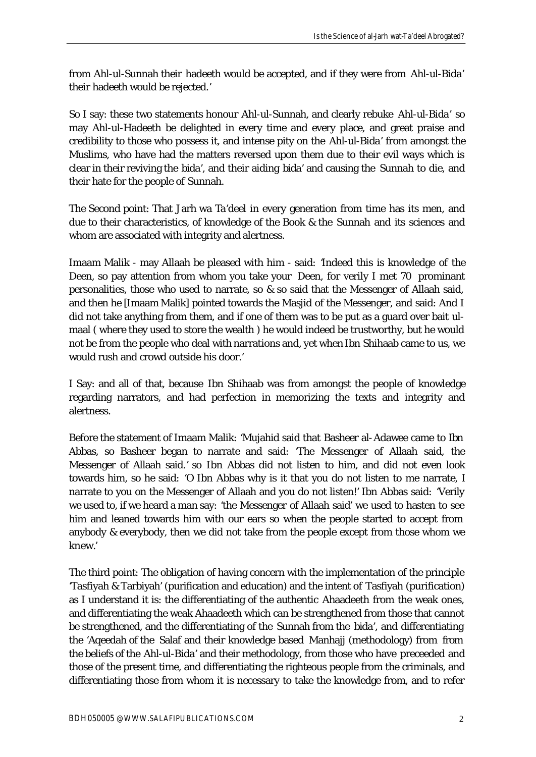from Ahl-ul-Sunnah their hadeeth would be accepted, and if they were from Ahl-ul-Bida' their hadeeth would be rejected.'

So I say: these two statements honour Ahl-ul-Sunnah, and clearly rebuke Ahl-ul-Bida' so may Ahl-ul-Hadeeth be delighted in every time and every place, and great praise and credibility to those who possess it, and intense pity on the Ahl-ul-Bida' from amongst the Muslims, who have had the matters reversed upon them due to their evil ways which is clear in their reviving the bida', and their aiding bida' and causing the Sunnah to die, and their hate for the people of Sunnah.

The Second point: That Jarh wa Ta'deel in every generation from time has its men, and due to their characteristics, of knowledge of the Book & the Sunnah and its sciences and whom are associated with integrity and alertness.

Imaam Malik - may Allaah be pleased with him - said: 'Indeed this is knowledge of the Deen, so pay attention from whom you take your Deen, for verily I met 70 prominant personalities, those who used to narrate, so & so said that the Messenger of Allaah said, and then he [Imaam Malik] pointed towards the Masjid of the Messenger, and said: And I did not take anything from them, and if one of them was to be put as a guard over bait ul-maal ( where they used to store the wealth ) he would indeed be trustworthy, but he would not be from the people who deal with narrations and, yet when Ibn Shihaab came to us, we would rush and crowd outside his door.'

I Say: and all of that, because Ibn Shihaab was from amongst the people of knowledge regarding narrators, and had perfection in memorizing the texts and integrity and alertness.

Before the statement of Imaam Malik: 'Mujahid said that Basheer al-Adawee came to Ibn Abbas, so Basheer began to narrate and said: 'The Messenger of Allaah said, the Messenger of Allaah said.' so Ibn Abbas did not listen to him, and did not even look towards him, so he said: 'O Ibn Abbas why is it that you do not listen to me narrate, I narrate to you on the Messenger of Allaah and you do not listen!' Ibn Abbas said: 'Verily we used to, if we heard a man say: 'the Messenger of Allaah said' we used to hasten to see him and leaned towards him with our ears so when the people started to accept from anybody & everybody, then we did not take from the people except from those whom we knew.'

The third point: The obligation of having concern with the implementation of the principle 'Tasfiyah & Tarbiyah' (purification and education) and the intent of Tasfiyah (purification) as I understand it is: the differentiating of the authentic Ahaadeeth from the weak ones, and differentiating the weak Ahaadeeth which can be strengthened from those that cannot be strengthened, and the differentiating of the Sunnah from the bida', and differentiating the 'Aqeedah of the Salaf and their knowledge based Manhajj (methodology) from from the beliefs of the Ahl-ul-Bida' and their methodology, from those who have preceeded and those of the present time, and differentiating the righteous people from the criminals, and differentiating those from whom it is necessary to take the knowledge from, and to refer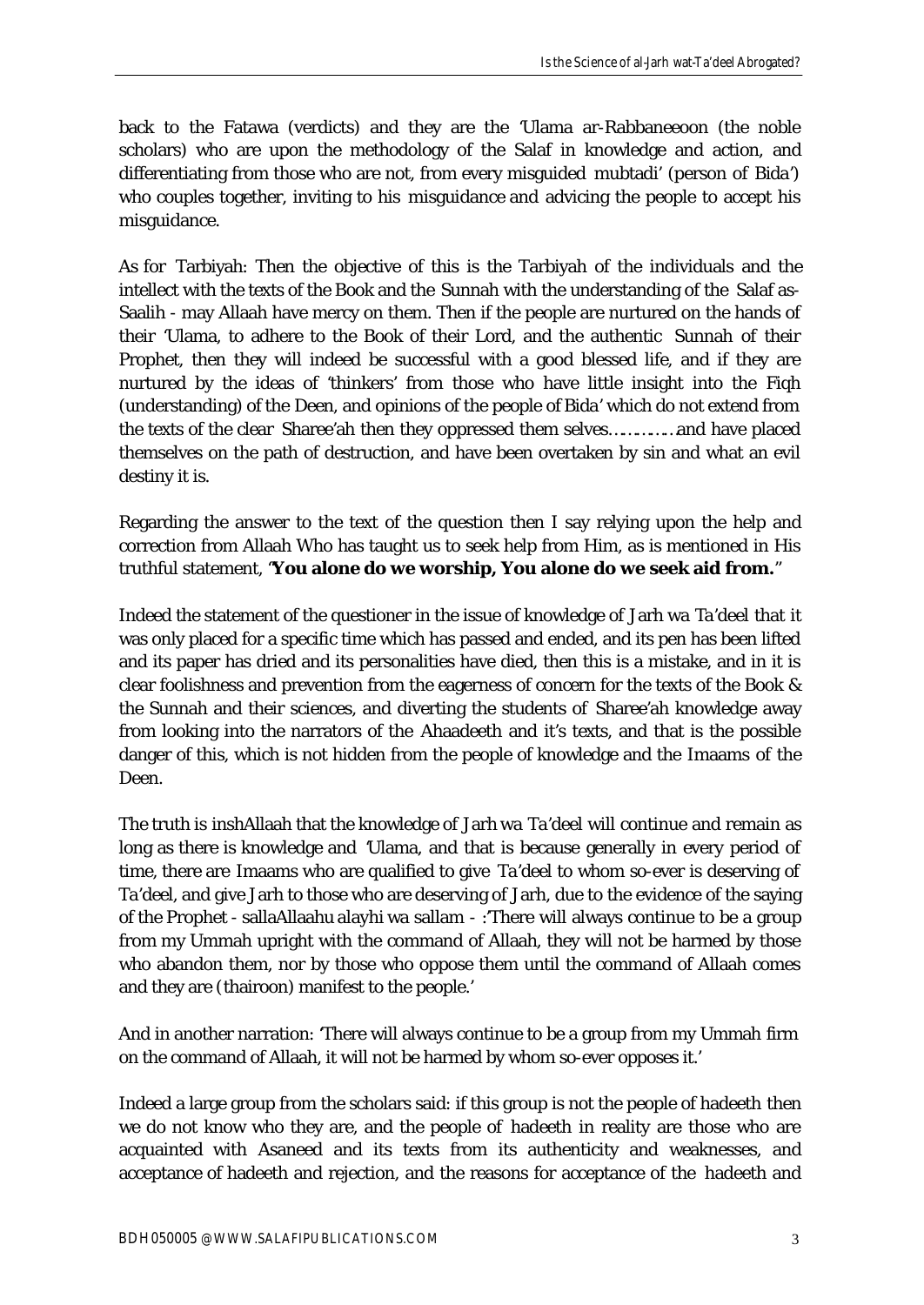back to the Fatawa (verdicts) and they are the 'Ulama ar-Rabbaneeoon (the noble scholars) who are upon the methodology of the Salaf in knowledge and action, and differentiating from those who are not, from every misguided mubtadi' (person of Bida') who couples together, inviting to his misguidance and advicing the people to accept his misguidance.

As for Tarbiyah: Then the objective of this is the Tarbiyah of the individuals and the intellect with the texts of the Book and the Sunnah with the understanding of the Salaf as-Saalih - may Allaah have mercy on them. Then if the people are nurtured on the hands of their 'Ulama, to adhere to the Book of their Lord, and the authentic Sunnah of their Prophet, then they will indeed be successful with a good blessed life, and if they are nurtured by the ideas of 'thinkers' from those who have little insight into the Fiqh (understanding) of the Deen, and opinions of the people of Bida' which do not extend from the texts of the clear Sharee'ah then they oppressed them selves………. and have placed themselves on the path of destruction, and have been overtaken by sin and what an evil destiny it is.

Regarding the answer to the text of the question then I say relying upon the help and correction from Allaah Who has taught us to seek help from Him, as is mentioned in His truthful statement, "**You alone do we worship, You alone do we seek aid from.**"

Indeed the statement of the questioner in the issue of knowledge of Jarh wa Ta'deel that it was only placed for a specific time which has passed and ended, and its pen has been lifted and its paper has dried and its personalities have died, then this is a mistake, and in it is clear foolishness and prevention from the eagerness of concern for the texts of the Book & the Sunnah and their sciences, and diverting the students of Sharee'ah knowledge away from looking into the narrators of the Ahaadeeth and it's texts, and that is the possible danger of this, which is not hidden from the people of knowledge and the Imaams of the Deen.

The truth is inshAllaah that the knowledge of Jarh wa Ta'deel will continue and remain as long as there is knowledge and 'Ulama, and that is because generally in every period of time, there are Imaams who are qualified to give Ta'deel to whom so-ever is deserving of Ta'deel, and give Jarh to those who are deserving of Jarh, due to the evidence of the saying of the Prophet - sallaAllaahu alayhi wa sallam - :'There will always continue to be a group from my Ummah upright with the command of Allaah, they will not be harmed by those who abandon them, nor by those who oppose them until the command of Allaah comes and they are (thairoon) manifest to the people.'

And in another narration: 'There will always continue to be a group from my Ummah firm on the command of Allaah, it will not be harmed by whom so-ever opposes it.'

Indeed a large group from the scholars said: if this group is not the people of hadeeth then we do not know who they are, and the people of hadeeth in reality are those who are acquainted with Asaneed and its texts from its authenticity and weaknesses, and acceptance of hadeeth and rejection, and the reasons for acceptance of the hadeeth and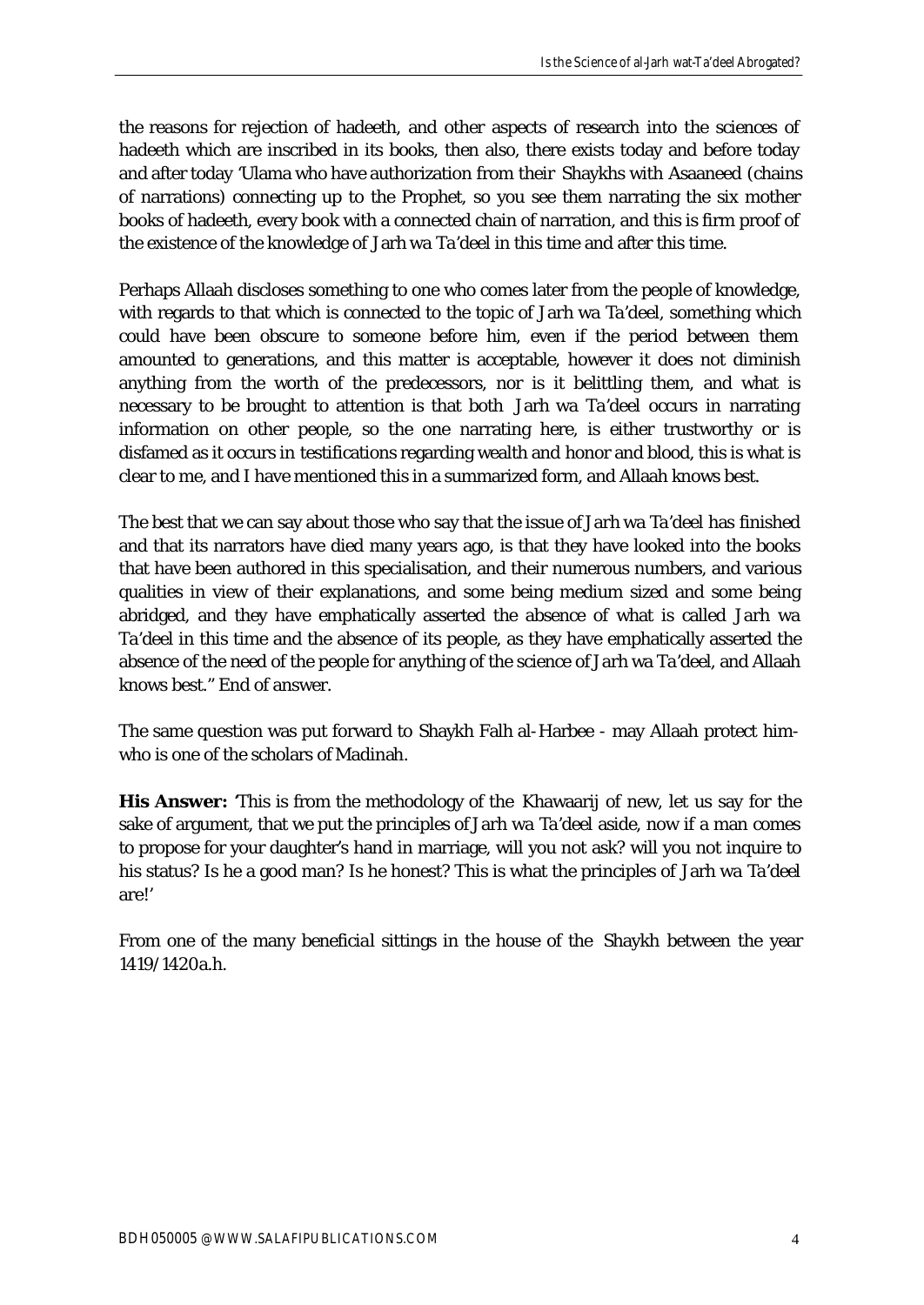the reasons for rejection of hadeeth, and other aspects of research into the sciences of hadeeth which are inscribed in its books, then also, there exists today and before today and after today 'Ulama who have authorization from their Shaykhs with Asaaneed (chains of narrations) connecting up to the Prophet, so you see them narrating the six mother books of hadeeth, every book with a connected chain of narration, and this is firm proof of the existence of the knowledge of Jarh wa Ta'deel in this time and after this time.

Perhaps Allaah discloses something to one who comes later from the people of knowledge, with regards to that which is connected to the topic of Jarh wa Ta'deel, something which could have been obscure to someone before him, even if the period between them amounted to generations, and this matter is acceptable, however it does not diminish anything from the worth of the predecessors, nor is it belittling them, and what is necessary to be brought to attention is that both Jarh wa Ta'deel occurs in narrating information on other people, so the one narrating here, is either trustworthy or is disfamed as it occurs in testifications regarding wealth and honor and blood, this is what is clear to me, and I have mentioned this in a summarized form, and Allaah knows best.

The best that we can say about those who say that the issue of Jarh wa Ta'deel has finished and that its narrators have died many years ago, is that they have looked into the books that have been authored in this specialisation, and their numerous numbers, and various qualities in view of their explanations, and some being medium sized and some being abridged, and they have emphatically asserted the absence of what is called Jarh wa Ta'deel in this time and the absence of its people, as they have emphatically asserted the absence of the need of the people for anything of the science of Jarh wa Ta'deel, and Allaah knows best." End of answer.

The same question was put forward to Shaykh Falh al-Harbee - may Allaah protect him- who is one of the scholars of Madinah.

**His Answer:** 'This is from the methodology of the Khawaarij of new, let us say for the sake of argument, that we put the principles of Jarh wa Ta'deel aside, now if a man comes to propose for your daughter's hand in marriage, will you not ask? will you not inquire to his status? Is he a good man? Is he honest? This is what the principles of Jarh wa Ta'deel are!'

From one of the many beneficial sittings in the house of the Shaykh between the year 1419/1420a.h.